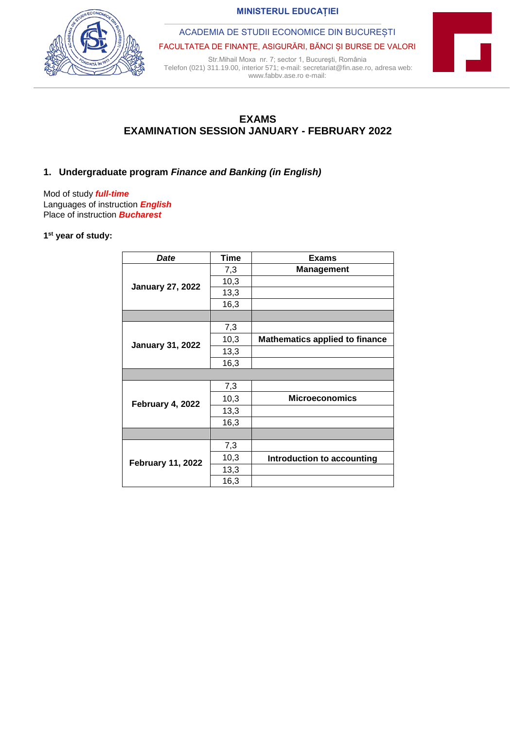MINISTERUL EDUCAȚIEI

ACADEMIA DE STUDII ECONOMICE DIN BUCUREȘTI

FACULTATEA DE FINANȚE, ASIGURĂRI, BĂNCI ȘI BURSE DE VALORI

Str.Mihail Moxa nr. 7; sector 1, Bucureşti, România
Telefon (021) 311.19.00, interior 571; e-mail: secretariat@fin.ase.ro, adresa web: www.fabbv.ase.ro e-mail:

# EXAMS
# EXAMINATION SESSION JANUARY - FEBRUARY 2022

## 1. Undergraduate program *Finance and Banking (in English)*

Mod of study ***full-time***
Languages of instruction ***English***
Place of instruction ***Bucharest***

**1st year of study:**

| *Date* | Time | Exams |
|---|---|---|
| **January 27, 2022** | 7,3 | **Management** |
| | 10,3 | |
| | 13,3 | |
| | 16,3 | |
| | | |
| **January 31, 2022** | 7,3 | |
| | 10,3 | **Mathematics applied to finance** |
| | 13,3 | |
| | 16,3 | |
| | | |
| **February 4, 2022** | 7,3 | |
| | 10,3 | **Microeconomics** |
| | 13,3 | |
| | 16,3 | |
| | | |
| **February 11, 2022** | 7,3 | |
| | 10,3 | **Introduction to accounting** |
| | 13,3 | |
| | 16,3 | |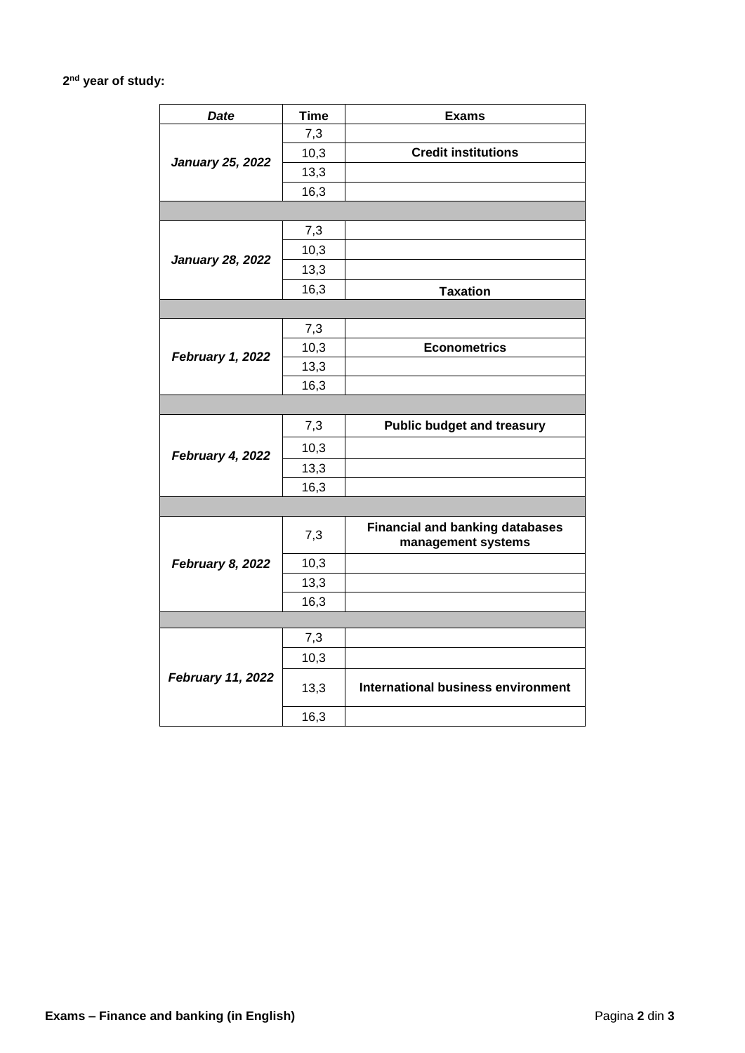**2nd year of study:**

| *Date* | Time | Exams |
|---|---|---|
| ***January 25, 2022*** | 7,3 | |
| | 10,3 | **Credit institutions** |
| | 13,3 | |
| | 16,3 | |
| | | |
| ***January 28, 2022*** | 7,3 | |
| | 10,3 | |
| | 13,3 | |
| | 16,3 | **Taxation** |
| | | |
| ***February 1, 2022*** | 7,3 | |
| | 10,3 | **Econometrics** |
| | 13,3 | |
| | 16,3 | |
| | | |
| ***February 4, 2022*** | 7,3 | **Public budget and treasury** |
| | 10,3 | |
| | 13,3 | |
| | 16,3 | |
| | | |
| ***February 8, 2022*** | 7,3 | **Financial and banking databases management systems** |
| | 10,3 | |
| | 13,3 | |
| | 16,3 | |
| | | |
| ***February 11, 2022*** | 7,3 | |
| | 10,3 | |
| | 13,3 | **International business environment** |
| | 16,3 | |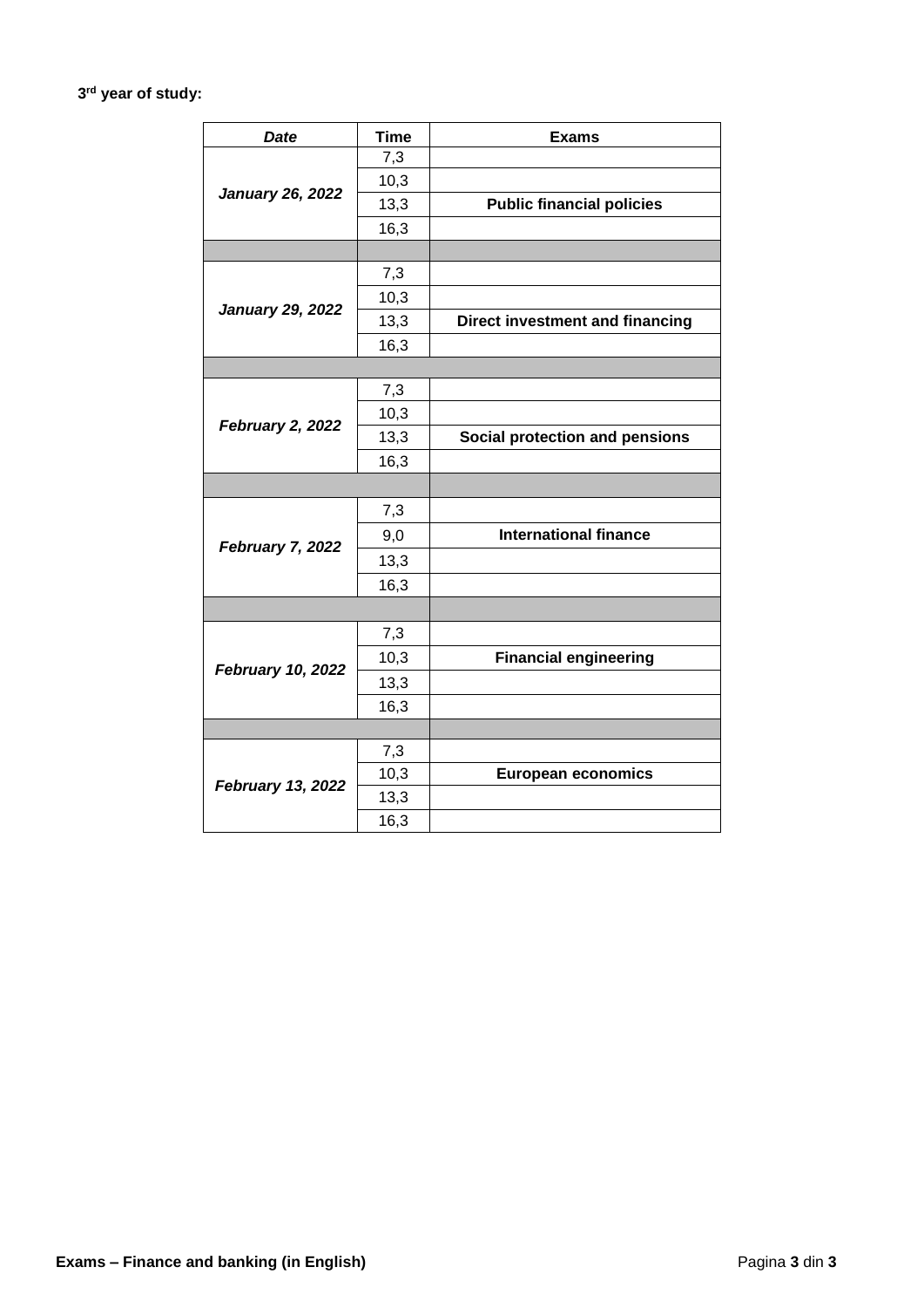**3rd year of study:**

| *Date* | Time | Exams |
| --- | --- | --- |
| ***January 26, 2022*** | 7,3 | |
| | 10,3 | |
| | 13,3 | **Public financial policies** |
| | 16,3 | |
| | | |
| ***January 29, 2022*** | 7,3 | |
| | 10,3 | |
| | 13,3 | **Direct investment and financing** |
| | 16,3 | |
| | | |
| ***February 2, 2022*** | 7,3 | |
| | 10,3 | |
| | 13,3 | **Social protection and pensions** |
| | 16,3 | |
| | | |
| ***February 7, 2022*** | 7,3 | |
| | 9,0 | **International finance** |
| | 13,3 | |
| | 16,3 | |
| | | |
| ***February 10, 2022*** | 7,3 | |
| | 10,3 | **Financial engineering** |
| | 13,3 | |
| | 16,3 | |
| | | |
| ***February 13, 2022*** | 7,3 | |
| | 10,3 | **European economics** |
| | 13,3 | |
| | 16,3 | |